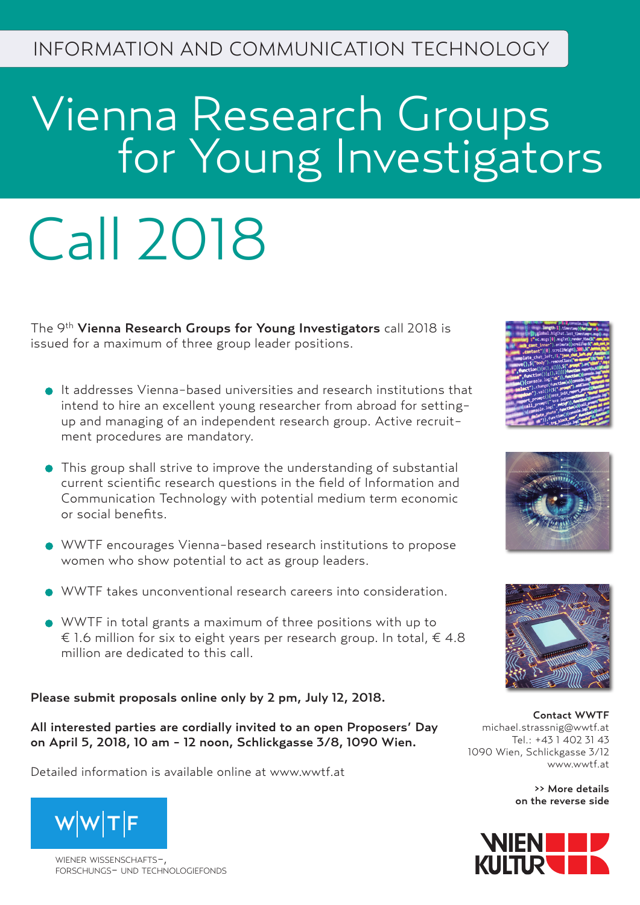INFORMATION AND COMMUNICATION TECHNOLOGY

# Vienna Research Groups for Young Investigators

# Call 2018

The 9th **Vienna Research Groups for Young Investigators** call 2018 is issued for a maximum of three group leader positions.

- It addresses Vienna-based universities and research institutions that intend to hire an excellent young researcher from abroad for setting-up and managing of an independent research group. Active recruitment procedures are mandatory.
- This group shall strive to improve the understanding of substantial current scientific research questions in the field of Information and Communication Technology with potential medium term economic or social benefits.
- WWTF encourages Vienna-based research institutions to propose women who show potential to act as group leaders.
- WWTF takes unconventional research careers into consideration.
- WWTF in total grants a maximum of three positions with up to € 1.6 million for six to eight years per research group. In total, € 4.8 million are dedicated to this call.

**Please submit proposals online only by 2 pm, July 12, 2018.**

**All interested parties are cordially invited to an open Proposers' Day on April 5, 2018, 10 am - 12 noon, Schlickgasse 3/8, 1090 Wien.**

Detailed information is available online at www.wwtf.at

**Contact WWTF**
michael.strassnig@wwtf.at
Tel.: +43 1 402 31 43
1090 Wien, Schlickgasse 3/12
www.wwtf.at

**>> More details on the reverse side**

W|W|T|F

WIENER WISSENSCHAFTS-, FORSCHUNGS- UND TECHNOLOGIEFONDS

WIEN KULTUR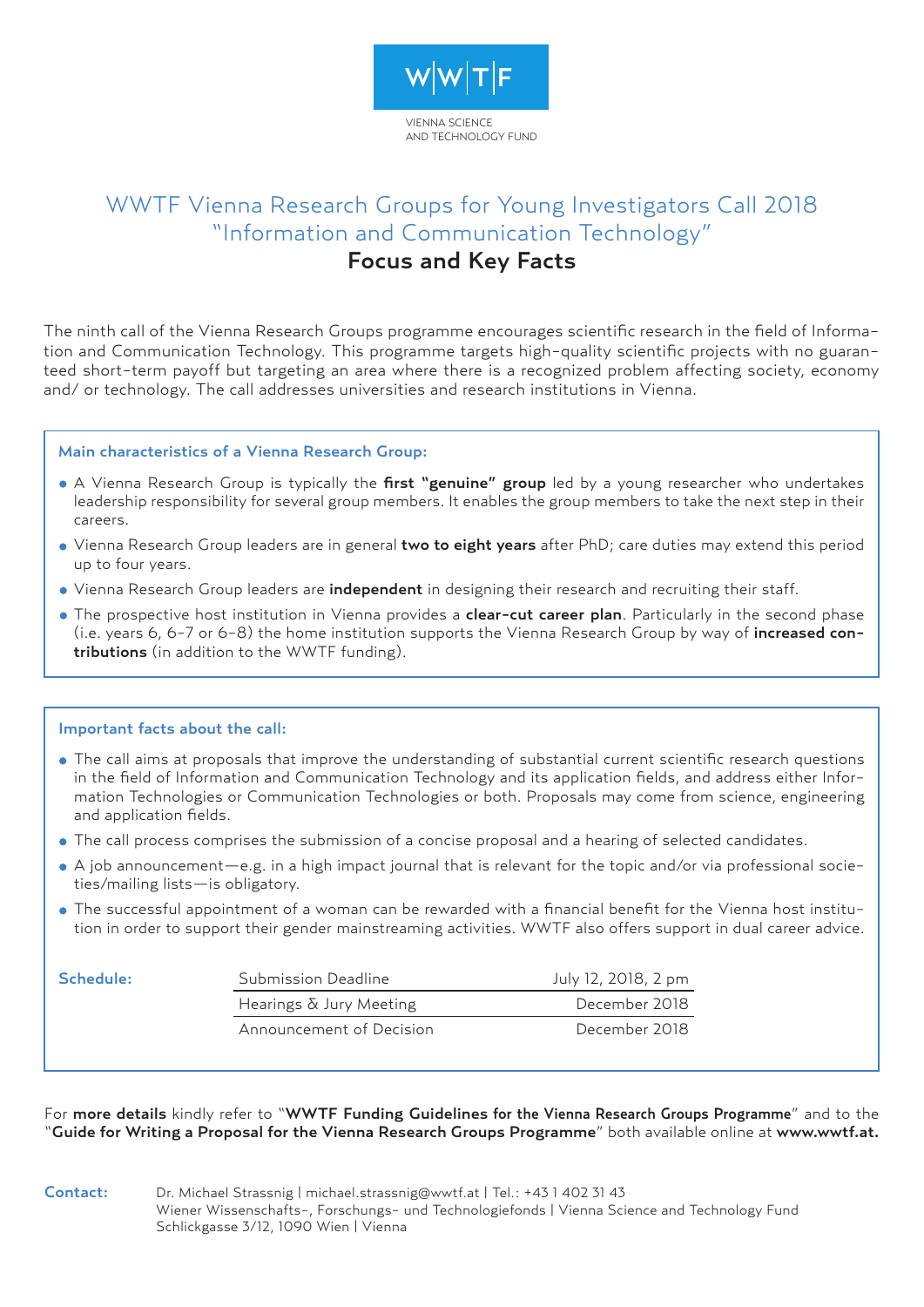W|W|T|F

VIENNA SCIENCE
AND TECHNOLOGY FUND

# WWTF Vienna Research Groups for Young Investigators Call 2018 "Information and Communication Technology"

## Focus and Key Facts

The ninth call of the Vienna Research Groups programme encourages scientific research in the field of Information and Communication Technology. This programme targets high-quality scientific projects with no guaranteed short-term payoff but targeting an area where there is a recognized problem affecting society, economy and/ or technology. The call addresses universities and research institutions in Vienna.

### Main characteristics of a Vienna Research Group:

- A Vienna Research Group is typically the **first "genuine" group** led by a young researcher who undertakes leadership responsibility for several group members. It enables the group members to take the next step in their careers.
- Vienna Research Group leaders are in general **two to eight years** after PhD; care duties may extend this period up to four years.
- Vienna Research Group leaders are **independent** in designing their research and recruiting their staff.
- The prospective host institution in Vienna provides a **clear-cut career plan**. Particularly in the second phase (i.e. years 6, 6–7 or 6–8) the home institution supports the Vienna Research Group by way of **increased contributions** (in addition to the WWTF funding).

### Important facts about the call:

- The call aims at proposals that improve the understanding of substantial current scientific research questions in the field of Information and Communication Technology and its application fields, and address either Information Technologies or Communication Technologies or both. Proposals may come from science, engineering and application fields.
- The call process comprises the submission of a concise proposal and a hearing of selected candidates.
- A job announcement—e.g. in a high impact journal that is relevant for the topic and/or via professional societies/mailing lists—is obligatory.
- The successful appointment of a woman can be rewarded with a financial benefit for the Vienna host institution in order to support their gender mainstreaming activities. WWTF also offers support in dual career advice.

**Schedule:**

| | |
|---|---|
| Submission Deadline | July 12, 2018, 2 pm |
| Hearings & Jury Meeting | December 2018 |
| Announcement of Decision | December 2018 |

For **more details** kindly refer to "**WWTF Funding Guidelines for the Vienna Research Groups Programme**" and to the "**Guide for Writing a Proposal for the Vienna Research Groups Programme**" both available online at **www.wwtf.at.**

**Contact:** Dr. Michael Strassnig | michael.strassnig@wwtf.at | Tel.: +43 1 402 31 43
Wiener Wissenschafts-, Forschungs- und Technologiefonds | Vienna Science and Technology Fund
Schlickgasse 3/12, 1090 Wien | Vienna